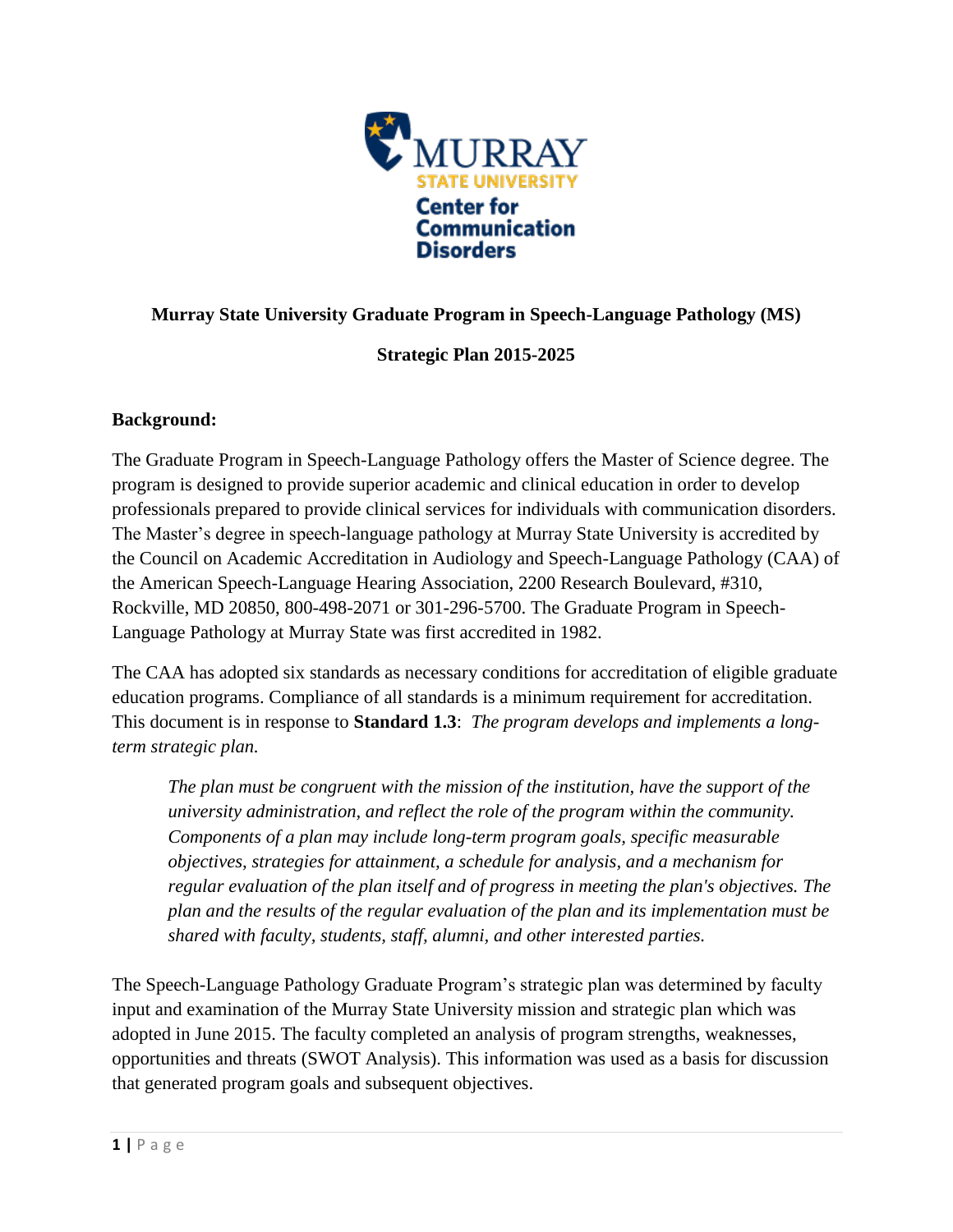Murray State University

Center for Communication Disorders

# Murray State University Graduate Program in Speech-Language Pathology (MS)

## Strategic Plan 2015-2025

**Background:**

The Graduate Program in Speech-Language Pathology offers the Master of Science degree. The program is designed to provide superior academic and clinical education in order to develop professionals prepared to provide clinical services for individuals with communication disorders. The Master's degree in speech-language pathology at Murray State University is accredited by the Council on Academic Accreditation in Audiology and Speech-Language Pathology (CAA) of the American Speech-Language Hearing Association, 2200 Research Boulevard, #310, Rockville, MD 20850, 800-498-2071 or 301-296-5700. The Graduate Program in Speech-Language Pathology at Murray State was first accredited in 1982.

The CAA has adopted six standards as necessary conditions for accreditation of eligible graduate education programs. Compliance of all standards is a minimum requirement for accreditation. This document is in response to **Standard 1.3**: *The program develops and implements a long-term strategic plan.*

> *The plan must be congruent with the mission of the institution, have the support of the university administration, and reflect the role of the program within the community. Components of a plan may include long-term program goals, specific measurable objectives, strategies for attainment, a schedule for analysis, and a mechanism for regular evaluation of the plan itself and of progress in meeting the plan's objectives. The plan and the results of the regular evaluation of the plan and its implementation must be shared with faculty, students, staff, alumni, and other interested parties.*

The Speech-Language Pathology Graduate Program's strategic plan was determined by faculty input and examination of the Murray State University mission and strategic plan which was adopted in June 2015. The faculty completed an analysis of program strengths, weaknesses, opportunities and threats (SWOT Analysis). This information was used as a basis for discussion that generated program goals and subsequent objectives.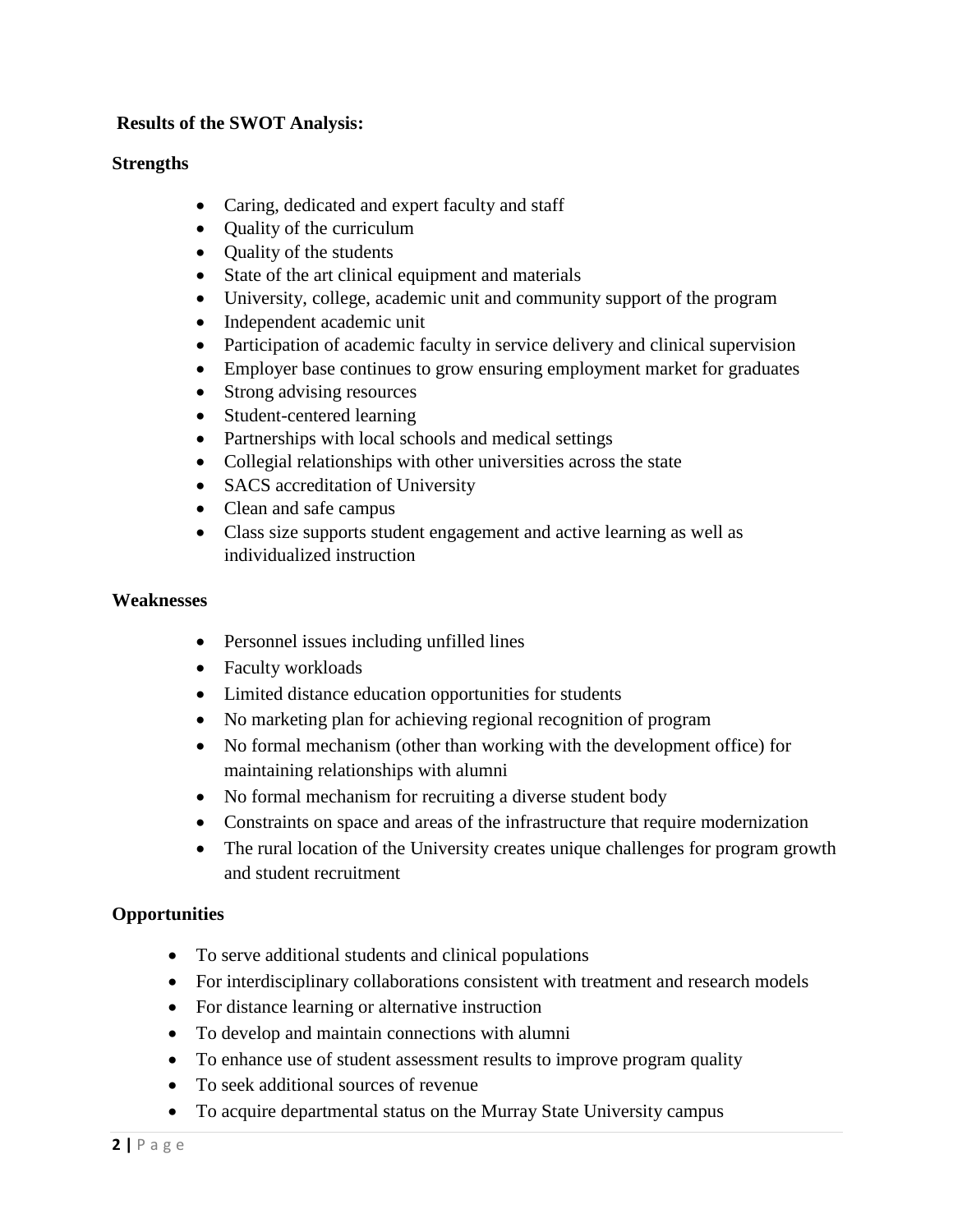**Results of the SWOT Analysis:**

**Strengths**

- Caring, dedicated and expert faculty and staff
- Quality of the curriculum
- Quality of the students
- State of the art clinical equipment and materials
- University, college, academic unit and community support of the program
- Independent academic unit
- Participation of academic faculty in service delivery and clinical supervision
- Employer base continues to grow ensuring employment market for graduates
- Strong advising resources
- Student-centered learning
- Partnerships with local schools and medical settings
- Collegial relationships with other universities across the state
- SACS accreditation of University
- Clean and safe campus
- Class size supports student engagement and active learning as well as individualized instruction

**Weaknesses**

- Personnel issues including unfilled lines
- Faculty workloads
- Limited distance education opportunities for students
- No marketing plan for achieving regional recognition of program
- No formal mechanism (other than working with the development office) for maintaining relationships with alumni
- No formal mechanism for recruiting a diverse student body
- Constraints on space and areas of the infrastructure that require modernization
- The rural location of the University creates unique challenges for program growth and student recruitment

**Opportunities**

- To serve additional students and clinical populations
- For interdisciplinary collaborations consistent with treatment and research models
- For distance learning or alternative instruction
- To develop and maintain connections with alumni
- To enhance use of student assessment results to improve program quality
- To seek additional sources of revenue
- To acquire departmental status on the Murray State University campus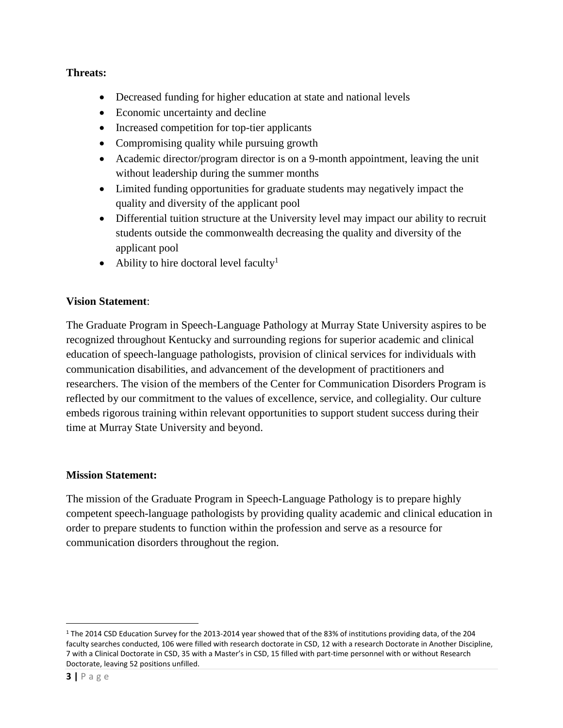**Threats:**

- Decreased funding for higher education at state and national levels
- Economic uncertainty and decline
- Increased competition for top-tier applicants
- Compromising quality while pursuing growth
- Academic director/program director is on a 9-month appointment, leaving the unit without leadership during the summer months
- Limited funding opportunities for graduate students may negatively impact the quality and diversity of the applicant pool
- Differential tuition structure at the University level may impact our ability to recruit students outside the commonwealth decreasing the quality and diversity of the applicant pool
- Ability to hire doctoral level faculty[1]

**Vision Statement**:

The Graduate Program in Speech-Language Pathology at Murray State University aspires to be recognized throughout Kentucky and surrounding regions for superior academic and clinical education of speech-language pathologists, provision of clinical services for individuals with communication disabilities, and advancement of the development of practitioners and researchers. The vision of the members of the Center for Communication Disorders Program is reflected by our commitment to the values of excellence, service, and collegiality. Our culture embeds rigorous training within relevant opportunities to support student success during their time at Murray State University and beyond.

**Mission Statement:**

The mission of the Graduate Program in Speech-Language Pathology is to prepare highly competent speech-language pathologists by providing quality academic and clinical education in order to prepare students to function within the profession and serve as a resource for communication disorders throughout the region.

[1] The 2014 CSD Education Survey for the 2013-2014 year showed that of the 83% of institutions providing data, of the 204 faculty searches conducted, 106 were filled with research doctorate in CSD, 12 with a research Doctorate in Another Discipline, 7 with a Clinical Doctorate in CSD, 35 with a Master's in CSD, 15 filled with part-time personnel with or without Research Doctorate, leaving 52 positions unfilled.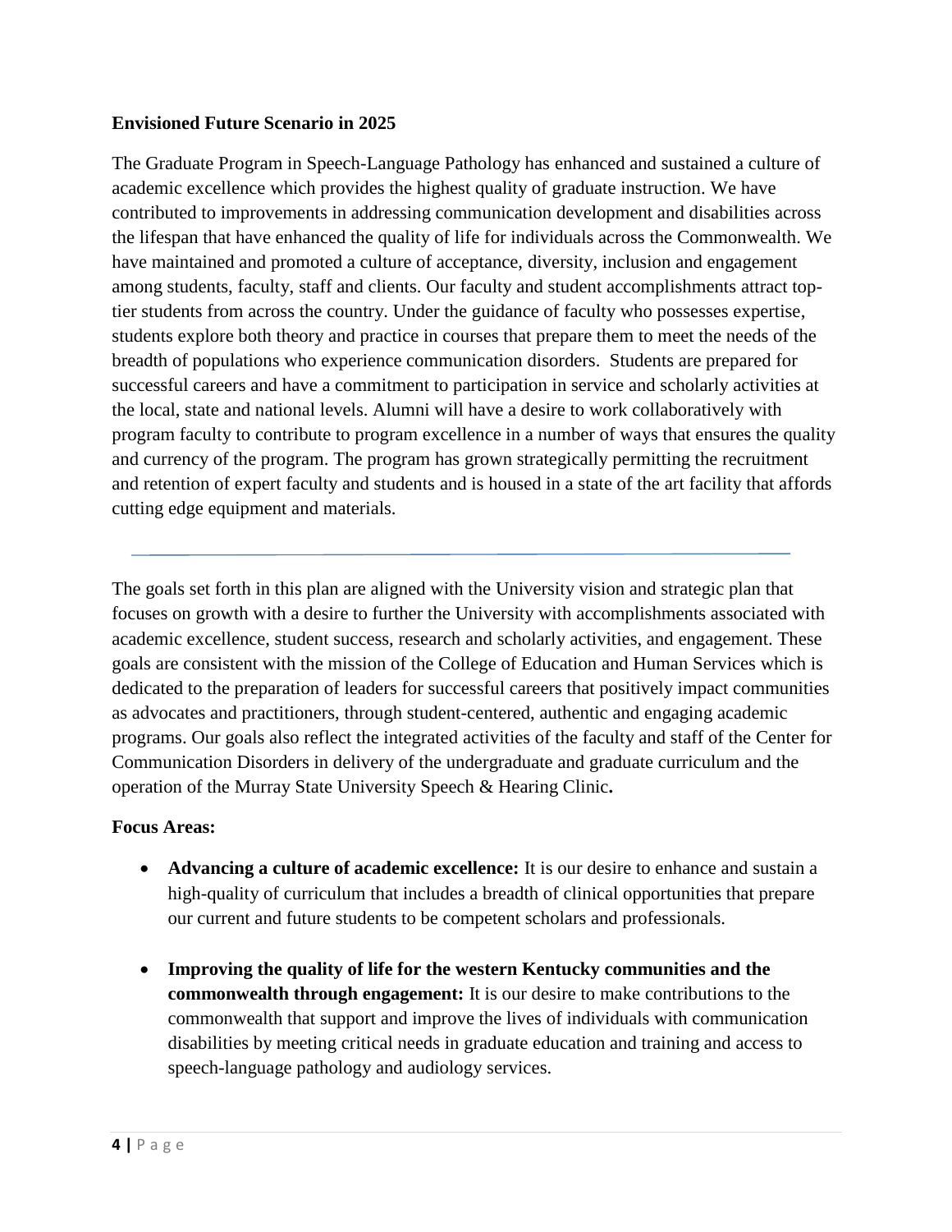**Envisioned Future Scenario in 2025**

The Graduate Program in Speech-Language Pathology has enhanced and sustained a culture of academic excellence which provides the highest quality of graduate instruction. We have contributed to improvements in addressing communication development and disabilities across the lifespan that have enhanced the quality of life for individuals across the Commonwealth. We have maintained and promoted a culture of acceptance, diversity, inclusion and engagement among students, faculty, staff and clients. Our faculty and student accomplishments attract top-tier students from across the country. Under the guidance of faculty who possesses expertise, students explore both theory and practice in courses that prepare them to meet the needs of the breadth of populations who experience communication disorders. Students are prepared for successful careers and have a commitment to participation in service and scholarly activities at the local, state and national levels. Alumni will have a desire to work collaboratively with program faculty to contribute to program excellence in a number of ways that ensures the quality and currency of the program. The program has grown strategically permitting the recruitment and retention of expert faculty and students and is housed in a state of the art facility that affords cutting edge equipment and materials.

---

The goals set forth in this plan are aligned with the University vision and strategic plan that focuses on growth with a desire to further the University with accomplishments associated with academic excellence, student success, research and scholarly activities, and engagement. These goals are consistent with the mission of the College of Education and Human Services which is dedicated to the preparation of leaders for successful careers that positively impact communities as advocates and practitioners, through student-centered, authentic and engaging academic programs. Our goals also reflect the integrated activities of the faculty and staff of the Center for Communication Disorders in delivery of the undergraduate and graduate curriculum and the operation of the Murray State University Speech & Hearing Clinic.

**Focus Areas:**

- **Advancing a culture of academic excellence:** It is our desire to enhance and sustain a high-quality of curriculum that includes a breadth of clinical opportunities that prepare our current and future students to be competent scholars and professionals.

- **Improving the quality of life for the western Kentucky communities and the commonwealth through engagement:** It is our desire to make contributions to the commonwealth that support and improve the lives of individuals with communication disabilities by meeting critical needs in graduate education and training and access to speech-language pathology and audiology services.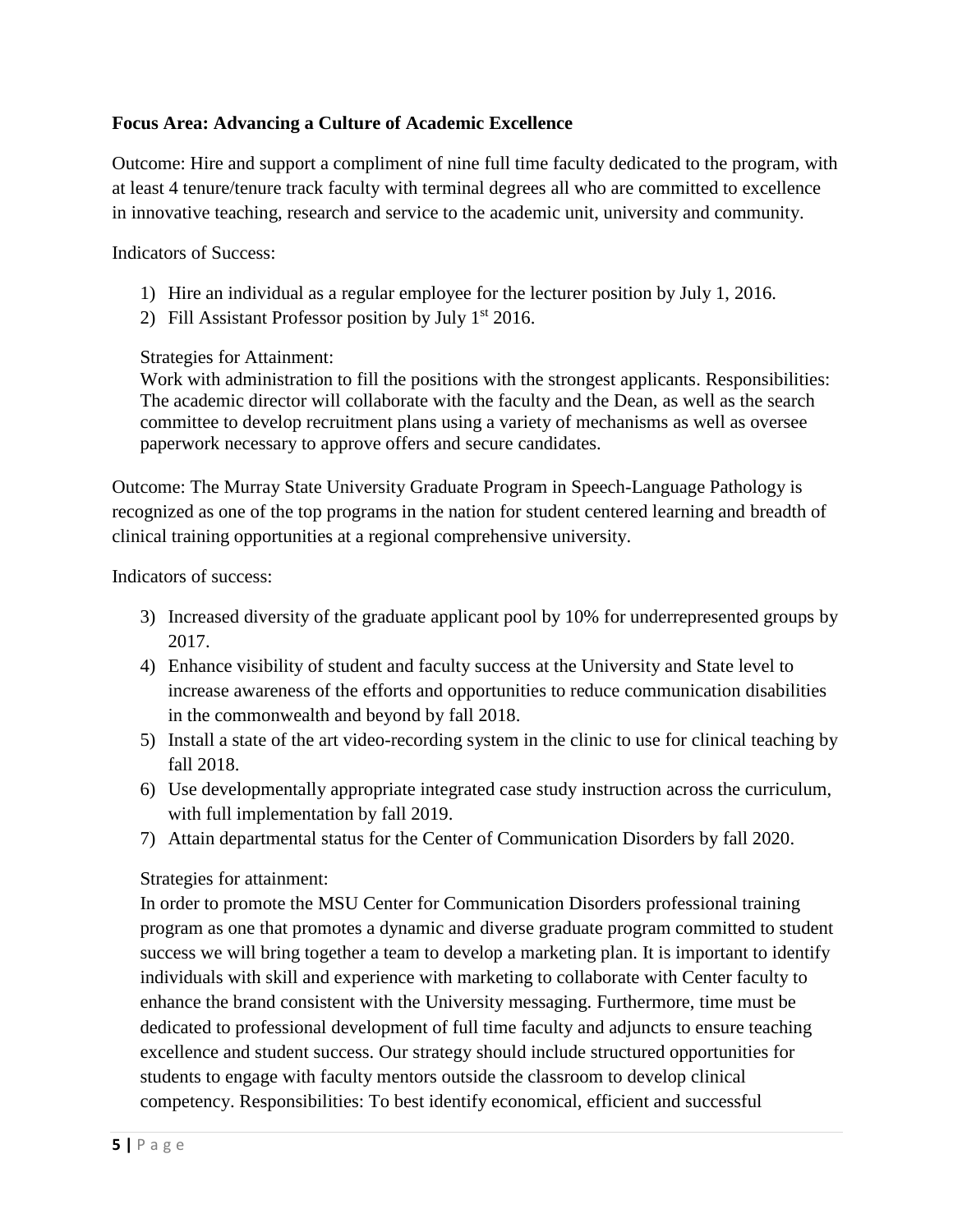**Focus Area: Advancing a Culture of Academic Excellence**

Outcome: Hire and support a compliment of nine full time faculty dedicated to the program, with at least 4 tenure/tenure track faculty with terminal degrees all who are committed to excellence in innovative teaching, research and service to the academic unit, university and community.

Indicators of Success:

1) Hire an individual as a regular employee for the lecturer position by July 1, 2016.
2) Fill Assistant Professor position by July 1st 2016.

Strategies for Attainment:
Work with administration to fill the positions with the strongest applicants. Responsibilities: The academic director will collaborate with the faculty and the Dean, as well as the search committee to develop recruitment plans using a variety of mechanisms as well as oversee paperwork necessary to approve offers and secure candidates.

Outcome: The Murray State University Graduate Program in Speech-Language Pathology is recognized as one of the top programs in the nation for student centered learning and breadth of clinical training opportunities at a regional comprehensive university.

Indicators of success:

3) Increased diversity of the graduate applicant pool by 10% for underrepresented groups by 2017.
4) Enhance visibility of student and faculty success at the University and State level to increase awareness of the efforts and opportunities to reduce communication disabilities in the commonwealth and beyond by fall 2018.
5) Install a state of the art video-recording system in the clinic to use for clinical teaching by fall 2018.
6) Use developmentally appropriate integrated case study instruction across the curriculum, with full implementation by fall 2019.
7) Attain departmental status for the Center of Communication Disorders by fall 2020.

Strategies for attainment:
In order to promote the MSU Center for Communication Disorders professional training program as one that promotes a dynamic and diverse graduate program committed to student success we will bring together a team to develop a marketing plan. It is important to identify individuals with skill and experience with marketing to collaborate with Center faculty to enhance the brand consistent with the University messaging. Furthermore, time must be dedicated to professional development of full time faculty and adjuncts to ensure teaching excellence and student success. Our strategy should include structured opportunities for students to engage with faculty mentors outside the classroom to develop clinical competency. Responsibilities: To best identify economical, efficient and successful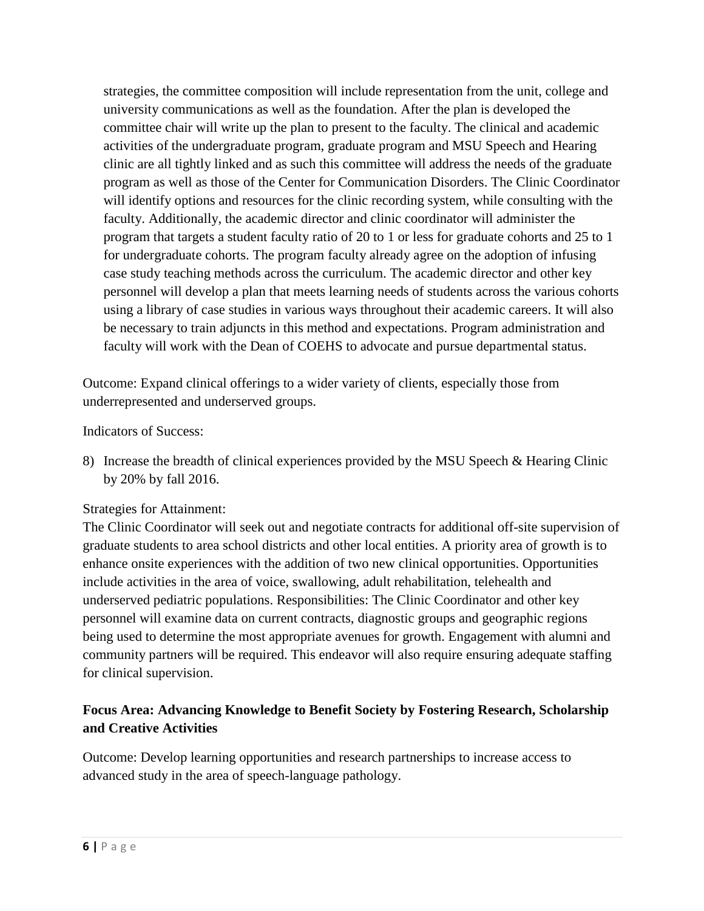strategies, the committee composition will include representation from the unit, college and university communications as well as the foundation. After the plan is developed the committee chair will write up the plan to present to the faculty. The clinical and academic activities of the undergraduate program, graduate program and MSU Speech and Hearing clinic are all tightly linked and as such this committee will address the needs of the graduate program as well as those of the Center for Communication Disorders. The Clinic Coordinator will identify options and resources for the clinic recording system, while consulting with the faculty. Additionally, the academic director and clinic coordinator will administer the program that targets a student faculty ratio of 20 to 1 or less for graduate cohorts and 25 to 1 for undergraduate cohorts. The program faculty already agree on the adoption of infusing case study teaching methods across the curriculum. The academic director and other key personnel will develop a plan that meets learning needs of students across the various cohorts using a library of case studies in various ways throughout their academic careers. It will also be necessary to train adjuncts in this method and expectations. Program administration and faculty will work with the Dean of COEHS to advocate and pursue departmental status.

Outcome: Expand clinical offerings to a wider variety of clients, especially those from underrepresented and underserved groups.

Indicators of Success:

8) Increase the breadth of clinical experiences provided by the MSU Speech & Hearing Clinic by 20% by fall 2016.

Strategies for Attainment:
The Clinic Coordinator will seek out and negotiate contracts for additional off-site supervision of graduate students to area school districts and other local entities. A priority area of growth is to enhance onsite experiences with the addition of two new clinical opportunities. Opportunities include activities in the area of voice, swallowing, adult rehabilitation, telehealth and underserved pediatric populations. Responsibilities: The Clinic Coordinator and other key personnel will examine data on current contracts, diagnostic groups and geographic regions being used to determine the most appropriate avenues for growth. Engagement with alumni and community partners will be required. This endeavor will also require ensuring adequate staffing for clinical supervision.

**Focus Area: Advancing Knowledge to Benefit Society by Fostering Research, Scholarship and Creative Activities**

Outcome: Develop learning opportunities and research partnerships to increase access to advanced study in the area of speech-language pathology.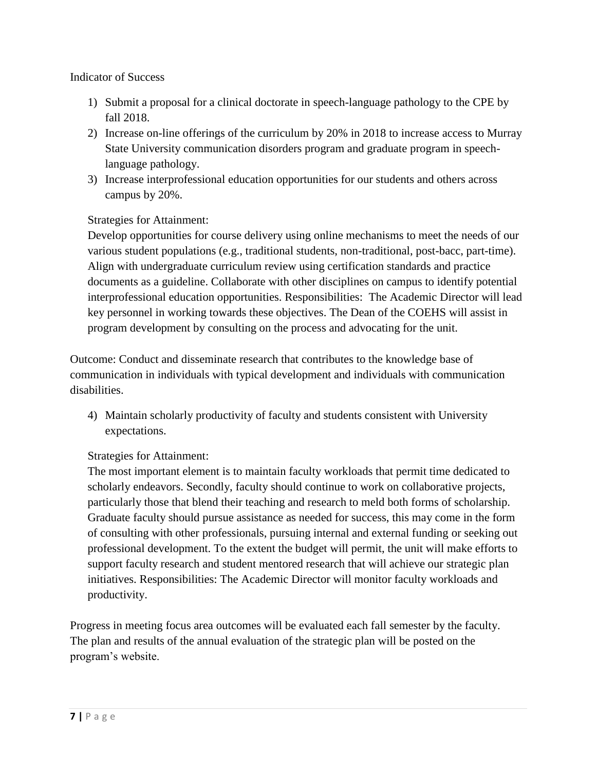Indicator of Success

1) Submit a proposal for a clinical doctorate in speech-language pathology to the CPE by fall 2018.
2) Increase on-line offerings of the curriculum by 20% in 2018 to increase access to Murray State University communication disorders program and graduate program in speech-language pathology.
3) Increase interprofessional education opportunities for our students and others across campus by 20%.

Strategies for Attainment:
Develop opportunities for course delivery using online mechanisms to meet the needs of our various student populations (e.g., traditional students, non-traditional, post-bacc, part-time). Align with undergraduate curriculum review using certification standards and practice documents as a guideline. Collaborate with other disciplines on campus to identify potential interprofessional education opportunities. Responsibilities: The Academic Director will lead key personnel in working towards these objectives. The Dean of the COEHS will assist in program development by consulting on the process and advocating for the unit.

Outcome: Conduct and disseminate research that contributes to the knowledge base of communication in individuals with typical development and individuals with communication disabilities.

4) Maintain scholarly productivity of faculty and students consistent with University expectations.

Strategies for Attainment:
The most important element is to maintain faculty workloads that permit time dedicated to scholarly endeavors. Secondly, faculty should continue to work on collaborative projects, particularly those that blend their teaching and research to meld both forms of scholarship. Graduate faculty should pursue assistance as needed for success, this may come in the form of consulting with other professionals, pursuing internal and external funding or seeking out professional development. To the extent the budget will permit, the unit will make efforts to support faculty research and student mentored research that will achieve our strategic plan initiatives. Responsibilities: The Academic Director will monitor faculty workloads and productivity.

Progress in meeting focus area outcomes will be evaluated each fall semester by the faculty. The plan and results of the annual evaluation of the strategic plan will be posted on the program's website.